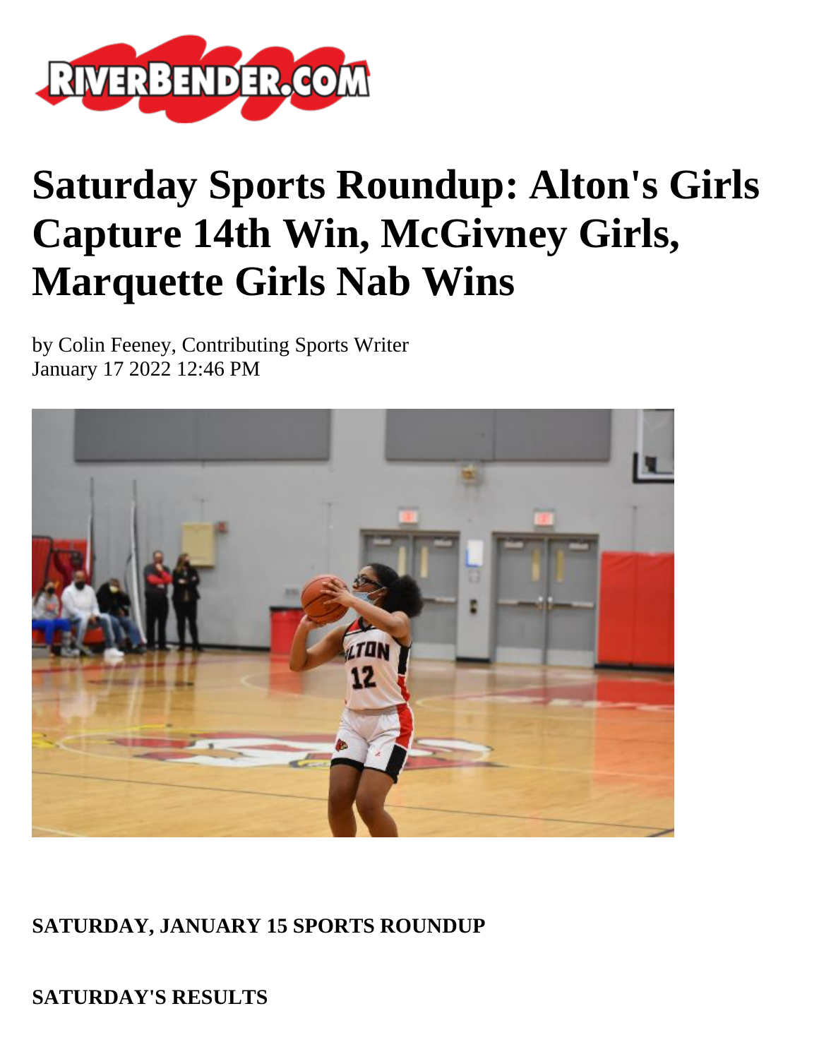# Saturday Sports Roundup: Alton's Girls Capture 14th Win, McGivney Girls, Marquette Girls Nab Wins

by Colin Feeney, Contributing Sports Writer
January 17 2022 12:46 PM

**SATURDAY, JANUARY 15 SPORTS ROUNDUP**

**SATURDAY'S RESULTS**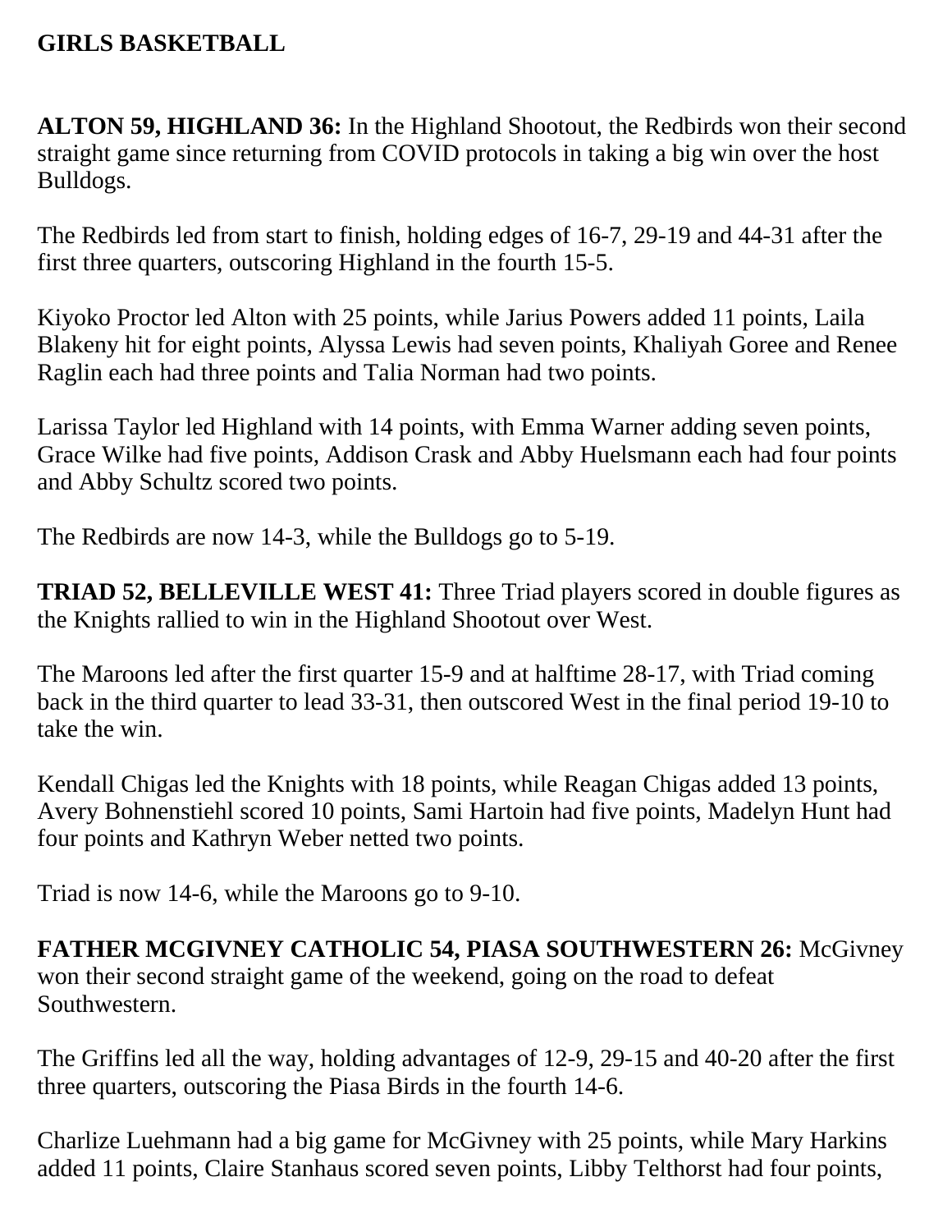**GIRLS BASKETBALL**

**ALTON 59, HIGHLAND 36:** In the Highland Shootout, the Redbirds won their second straight game since returning from COVID protocols in taking a big win over the host Bulldogs.

The Redbirds led from start to finish, holding edges of 16-7, 29-19 and 44-31 after the first three quarters, outscoring Highland in the fourth 15-5.

Kiyoko Proctor led Alton with 25 points, while Jarius Powers added 11 points, Laila Blakeny hit for eight points, Alyssa Lewis had seven points, Khaliyah Goree and Renee Raglin each had three points and Talia Norman had two points.

Larissa Taylor led Highland with 14 points, with Emma Warner adding seven points, Grace Wilke had five points, Addison Crask and Abby Huelsmann each had four points and Abby Schultz scored two points.

The Redbirds are now 14-3, while the Bulldogs go to 5-19.

**TRIAD 52, BELLEVILLE WEST 41:** Three Triad players scored in double figures as the Knights rallied to win in the Highland Shootout over West.

The Maroons led after the first quarter 15-9 and at halftime 28-17, with Triad coming back in the third quarter to lead 33-31, then outscored West in the final period 19-10 to take the win.

Kendall Chigas led the Knights with 18 points, while Reagan Chigas added 13 points, Avery Bohnenstiehl scored 10 points, Sami Hartoin had five points, Madelyn Hunt had four points and Kathryn Weber netted two points.

Triad is now 14-6, while the Maroons go to 9-10.

**FATHER MCGIVNEY CATHOLIC 54, PIASA SOUTHWESTERN 26:** McGivney won their second straight game of the weekend, going on the road to defeat Southwestern.

The Griffins led all the way, holding advantages of 12-9, 29-15 and 40-20 after the first three quarters, outscoring the Piasa Birds in the fourth 14-6.

Charlize Luehmann had a big game for McGivney with 25 points, while Mary Harkins added 11 points, Claire Stanhaus scored seven points, Libby Telthorst had four points,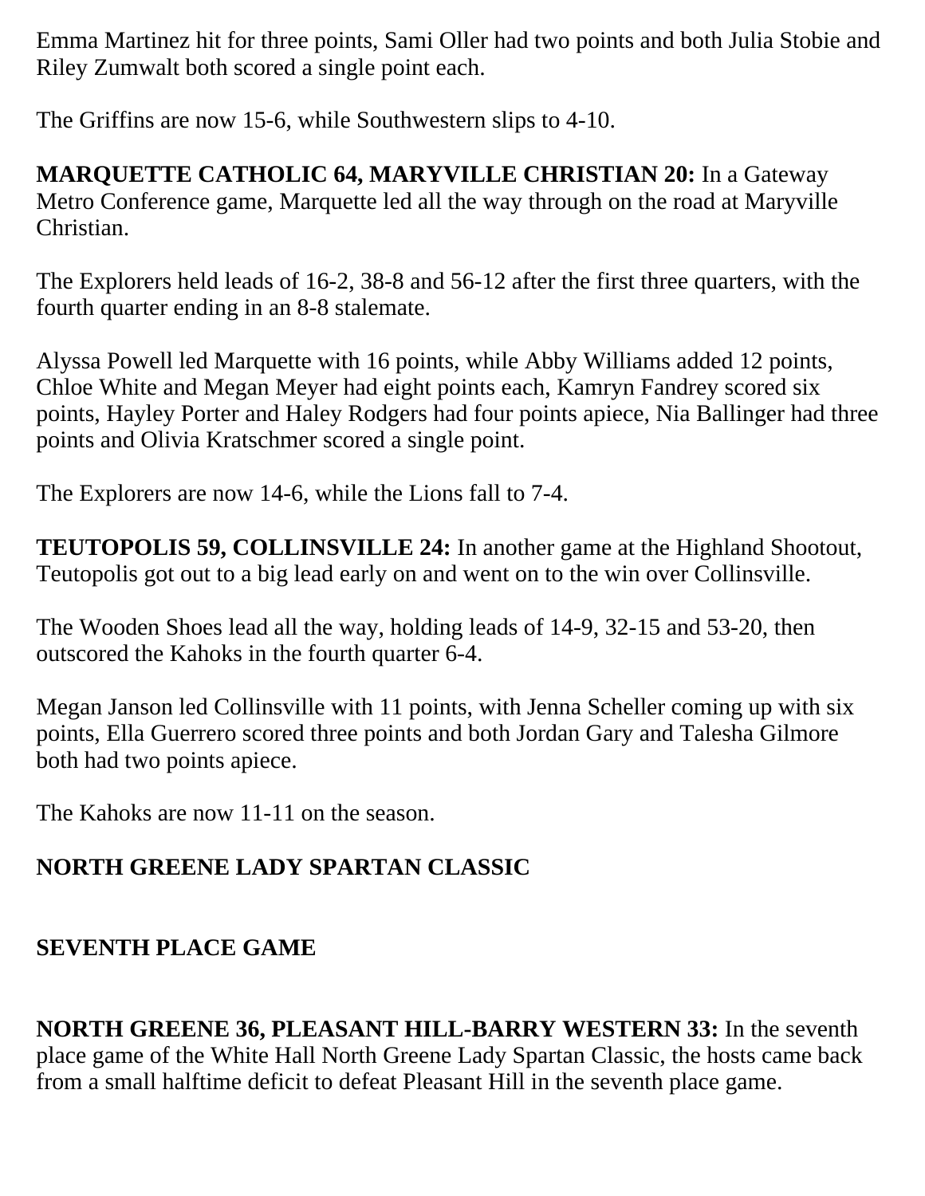Emma Martinez hit for three points, Sami Oller had two points and both Julia Stobie and Riley Zumwalt both scored a single point each.

The Griffins are now 15-6, while Southwestern slips to 4-10.

**MARQUETTE CATHOLIC 64, MARYVILLE CHRISTIAN 20:** In a Gateway Metro Conference game, Marquette led all the way through on the road at Maryville Christian.

The Explorers held leads of 16-2, 38-8 and 56-12 after the first three quarters, with the fourth quarter ending in an 8-8 stalemate.

Alyssa Powell led Marquette with 16 points, while Abby Williams added 12 points, Chloe White and Megan Meyer had eight points each, Kamryn Fandrey scored six points, Hayley Porter and Haley Rodgers had four points apiece, Nia Ballinger had three points and Olivia Kratschmer scored a single point.

The Explorers are now 14-6, while the Lions fall to 7-4.

**TEUTOPOLIS 59, COLLINSVILLE 24:** In another game at the Highland Shootout, Teutopolis got out to a big lead early on and went on to the win over Collinsville.

The Wooden Shoes lead all the way, holding leads of 14-9, 32-15 and 53-20, then outscored the Kahoks in the fourth quarter 6-4.

Megan Janson led Collinsville with 11 points, with Jenna Scheller coming up with six points, Ella Guerrero scored three points and both Jordan Gary and Talesha Gilmore both had two points apiece.

The Kahoks are now 11-11 on the season.

**NORTH GREENE LADY SPARTAN CLASSIC**

**SEVENTH PLACE GAME**

**NORTH GREENE 36, PLEASANT HILL-BARRY WESTERN 33:** In the seventh place game of the White Hall North Greene Lady Spartan Classic, the hosts came back from a small halftime deficit to defeat Pleasant Hill in the seventh place game.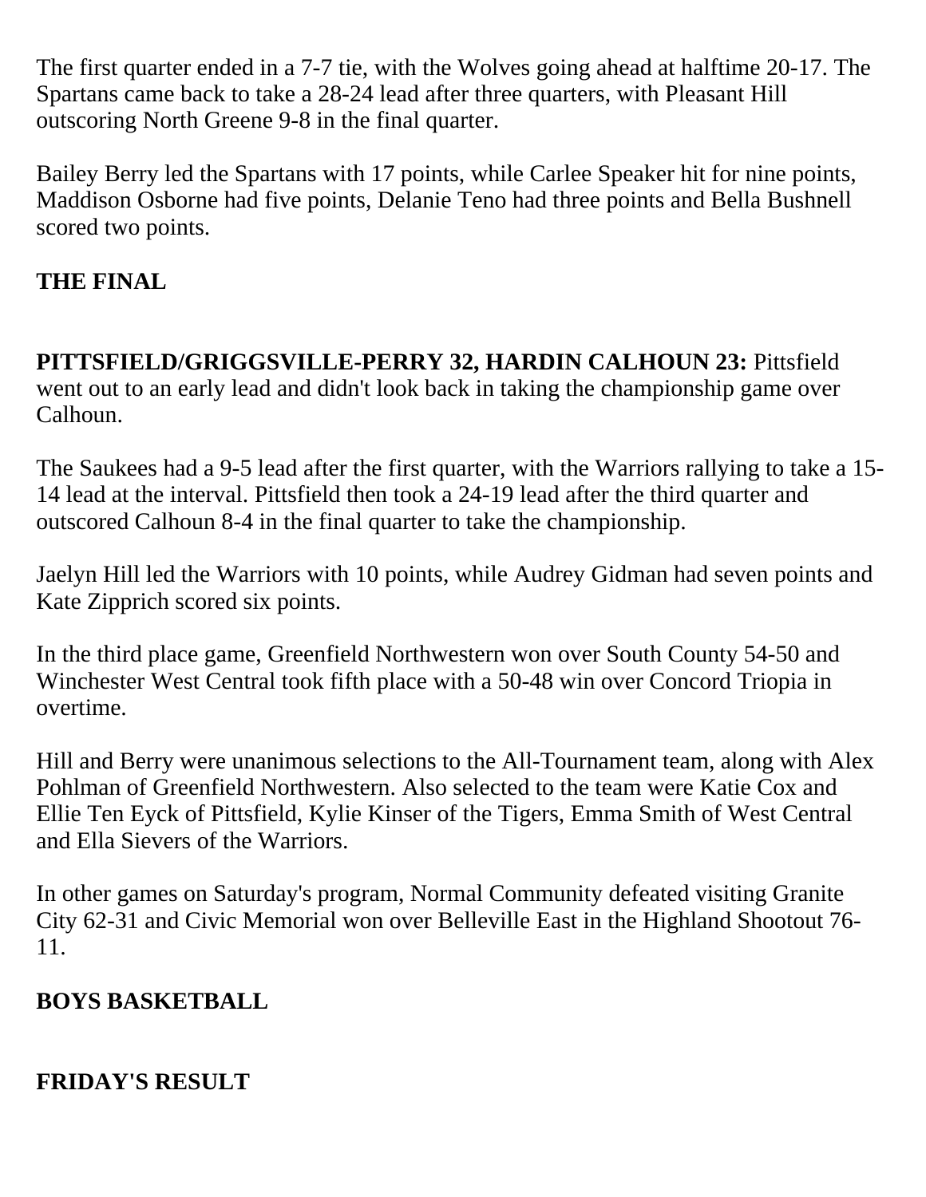The first quarter ended in a 7-7 tie, with the Wolves going ahead at halftime 20-17. The Spartans came back to take a 28-24 lead after three quarters, with Pleasant Hill outscoring North Greene 9-8 in the final quarter.

Bailey Berry led the Spartans with 17 points, while Carlee Speaker hit for nine points, Maddison Osborne had five points, Delanie Teno had three points and Bella Bushnell scored two points.

**THE FINAL**

**PITTSFIELD/GRIGGSVILLE-PERRY 32, HARDIN CALHOUN 23:** Pittsfield went out to an early lead and didn't look back in taking the championship game over Calhoun.

The Saukees had a 9-5 lead after the first quarter, with the Warriors rallying to take a 15-14 lead at the interval. Pittsfield then took a 24-19 lead after the third quarter and outscored Calhoun 8-4 in the final quarter to take the championship.

Jaelyn Hill led the Warriors with 10 points, while Audrey Gidman had seven points and Kate Zipprich scored six points.

In the third place game, Greenfield Northwestern won over South County 54-50 and Winchester West Central took fifth place with a 50-48 win over Concord Triopia in overtime.

Hill and Berry were unanimous selections to the All-Tournament team, along with Alex Pohlman of Greenfield Northwestern. Also selected to the team were Katie Cox and Ellie Ten Eyck of Pittsfield, Kylie Kinser of the Tigers, Emma Smith of West Central and Ella Sievers of the Warriors.

In other games on Saturday's program, Normal Community defeated visiting Granite City 62-31 and Civic Memorial won over Belleville East in the Highland Shootout 76-11.

**BOYS BASKETBALL**

**FRIDAY'S RESULT**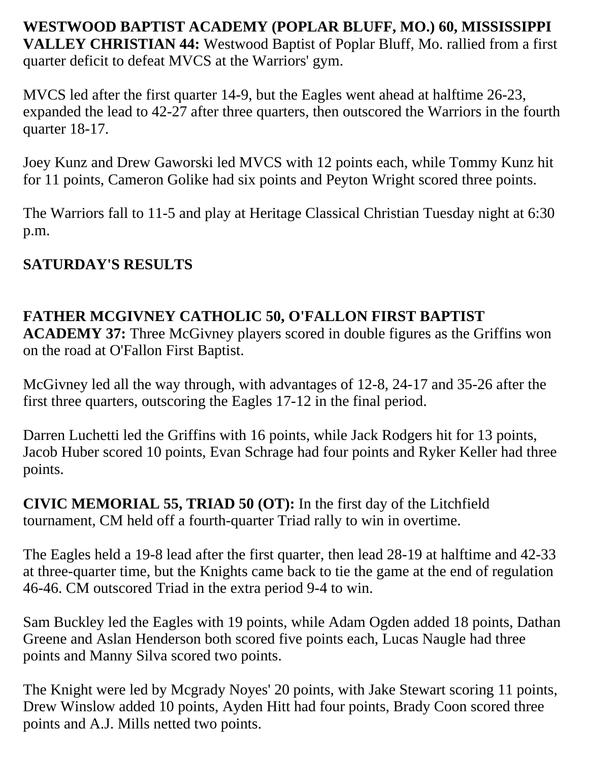**WESTWOOD BAPTIST ACADEMY (POPLAR BLUFF, MO.) 60, MISSISSIPPI VALLEY CHRISTIAN 44:** Westwood Baptist of Poplar Bluff, Mo. rallied from a first quarter deficit to defeat MVCS at the Warriors' gym.

MVCS led after the first quarter 14-9, but the Eagles went ahead at halftime 26-23, expanded the lead to 42-27 after three quarters, then outscored the Warriors in the fourth quarter 18-17.

Joey Kunz and Drew Gaworski led MVCS with 12 points each, while Tommy Kunz hit for 11 points, Cameron Golike had six points and Peyton Wright scored three points.

The Warriors fall to 11-5 and play at Heritage Classical Christian Tuesday night at 6:30 p.m.

**SATURDAY'S RESULTS**

**FATHER MCGIVNEY CATHOLIC 50, O'FALLON FIRST BAPTIST ACADEMY 37:** Three McGivney players scored in double figures as the Griffins won on the road at O'Fallon First Baptist.

McGivney led all the way through, with advantages of 12-8, 24-17 and 35-26 after the first three quarters, outscoring the Eagles 17-12 in the final period.

Darren Luchetti led the Griffins with 16 points, while Jack Rodgers hit for 13 points, Jacob Huber scored 10 points, Evan Schrage had four points and Ryker Keller had three points.

**CIVIC MEMORIAL 55, TRIAD 50 (OT):** In the first day of the Litchfield tournament, CM held off a fourth-quarter Triad rally to win in overtime.

The Eagles held a 19-8 lead after the first quarter, then lead 28-19 at halftime and 42-33 at three-quarter time, but the Knights came back to tie the game at the end of regulation 46-46. CM outscored Triad in the extra period 9-4 to win.

Sam Buckley led the Eagles with 19 points, while Adam Ogden added 18 points, Dathan Greene and Aslan Henderson both scored five points each, Lucas Naugle had three points and Manny Silva scored two points.

The Knight were led by Mcgrady Noyes' 20 points, with Jake Stewart scoring 11 points, Drew Winslow added 10 points, Ayden Hitt had four points, Brady Coon scored three points and A.J. Mills netted two points.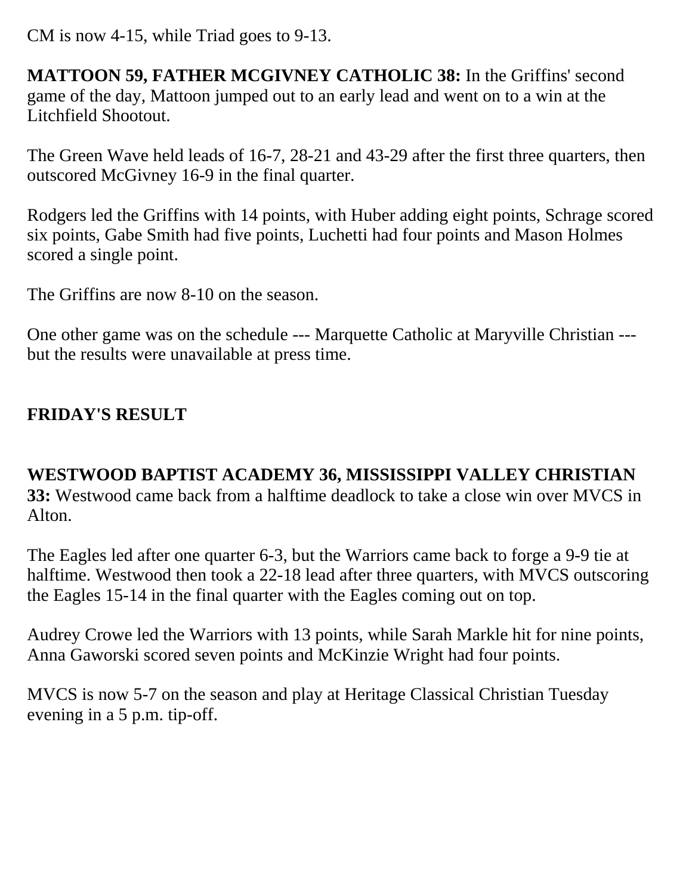CM is now 4-15, while Triad goes to 9-13.

**MATTOON 59, FATHER MCGIVNEY CATHOLIC 38:** In the Griffins' second game of the day, Mattoon jumped out to an early lead and went on to a win at the Litchfield Shootout.

The Green Wave held leads of 16-7, 28-21 and 43-29 after the first three quarters, then outscored McGivney 16-9 in the final quarter.

Rodgers led the Griffins with 14 points, with Huber adding eight points, Schrage scored six points, Gabe Smith had five points, Luchetti had four points and Mason Holmes scored a single point.

The Griffins are now 8-10 on the season.

One other game was on the schedule --- Marquette Catholic at Maryville Christian --- but the results were unavailable at press time.

**FRIDAY'S RESULT**

**WESTWOOD BAPTIST ACADEMY 36, MISSISSIPPI VALLEY CHRISTIAN 33:** Westwood came back from a halftime deadlock to take a close win over MVCS in Alton.

The Eagles led after one quarter 6-3, but the Warriors came back to forge a 9-9 tie at halftime. Westwood then took a 22-18 lead after three quarters, with MVCS outscoring the Eagles 15-14 in the final quarter with the Eagles coming out on top.

Audrey Crowe led the Warriors with 13 points, while Sarah Markle hit for nine points, Anna Gaworski scored seven points and McKinzie Wright had four points.

MVCS is now 5-7 on the season and play at Heritage Classical Christian Tuesday evening in a 5 p.m. tip-off.